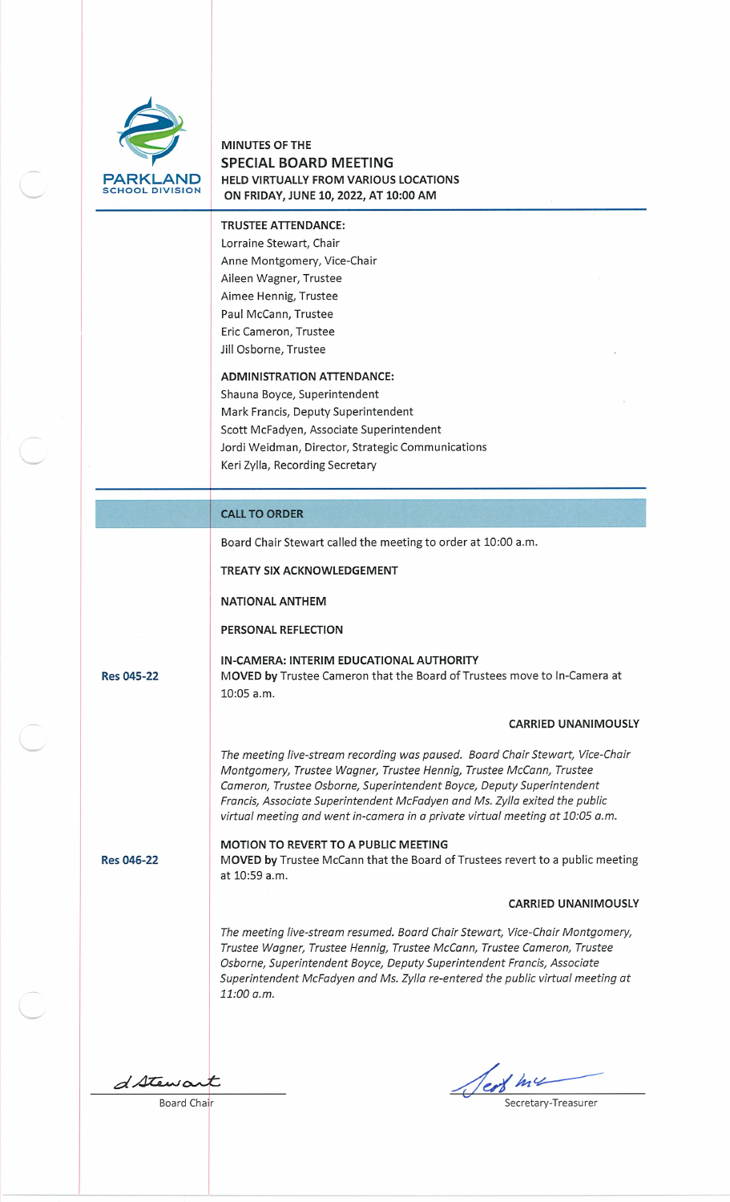PARKLAND SCHOOL DIVISION

# MINUTES OF THE SPECIAL BOARD MEETING

**HELD VIRTUALLY FROM VARIOUS LOCATIONS ON FRIDAY, JUNE 10, 2022, AT 10:00 AM**

**TRUSTEE ATTENDANCE:**
Lorraine Stewart, Chair
Anne Montgomery, Vice-Chair
Aileen Wagner, Trustee
Aimee Hennig, Trustee
Paul McCann, Trustee
Eric Cameron, Trustee
Jill Osborne, Trustee

**ADMINISTRATION ATTENDANCE:**
Shauna Boyce, Superintendent
Mark Francis, Deputy Superintendent
Scott McFadyen, Associate Superintendent
Jordi Weidman, Director, Strategic Communications
Keri Zylla, Recording Secretary

## CALL TO ORDER

Board Chair Stewart called the meeting to order at 10:00 a.m.

**TREATY SIX ACKNOWLEDGEMENT**

**NATIONAL ANTHEM**

**PERSONAL REFLECTION**

**IN-CAMERA: INTERIM EDUCATIONAL AUTHORITY**

**Res 045-22**

**MOVED by** Trustee Cameron that the Board of Trustees move to In-Camera at 10:05 a.m.

**CARRIED UNANIMOUSLY**

*The meeting live-stream recording was paused. Board Chair Stewart, Vice-Chair Montgomery, Trustee Wagner, Trustee Hennig, Trustee McCann, Trustee Cameron, Trustee Osborne, Superintendent Boyce, Deputy Superintendent Francis, Associate Superintendent McFadyen and Ms. Zylla exited the public virtual meeting and went in-camera in a private virtual meeting at 10:05 a.m.*

**MOTION TO REVERT TO A PUBLIC MEETING**

**Res 046-22**

**MOVED by** Trustee McCann that the Board of Trustees revert to a public meeting at 10:59 a.m.

**CARRIED UNANIMOUSLY**

*The meeting live-stream resumed. Board Chair Stewart, Vice-Chair Montgomery, Trustee Wagner, Trustee Hennig, Trustee McCann, Trustee Cameron, Trustee Osborne, Superintendent Boyce, Deputy Superintendent Francis, Associate Superintendent McFadyen and Ms. Zylla re-entered the public virtual meeting at 11:00 a.m.*

L Stewart
Board Chair

Scott Mc
Secretary-Treasurer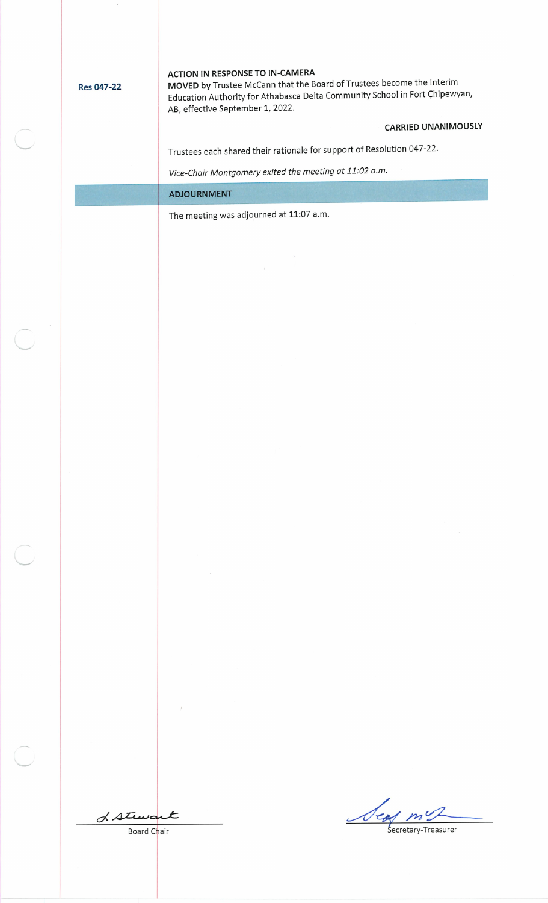Res 047-22

**ACTION IN RESPONSE TO IN-CAMERA**

**MOVED by** Trustee McCann that the Board of Trustees become the Interim Education Authority for Athabasca Delta Community School in Fort Chipewyan, AB, effective September 1, 2022.

**CARRIED UNANIMOUSLY**

Trustees each shared their rationale for support of Resolution 047-22.

*Vice-Chair Montgomery exited the meeting at 11:02 a.m.*

## ADJOURNMENT

The meeting was adjourned at 11:07 a.m.

Board Chair

Secretary-Treasurer